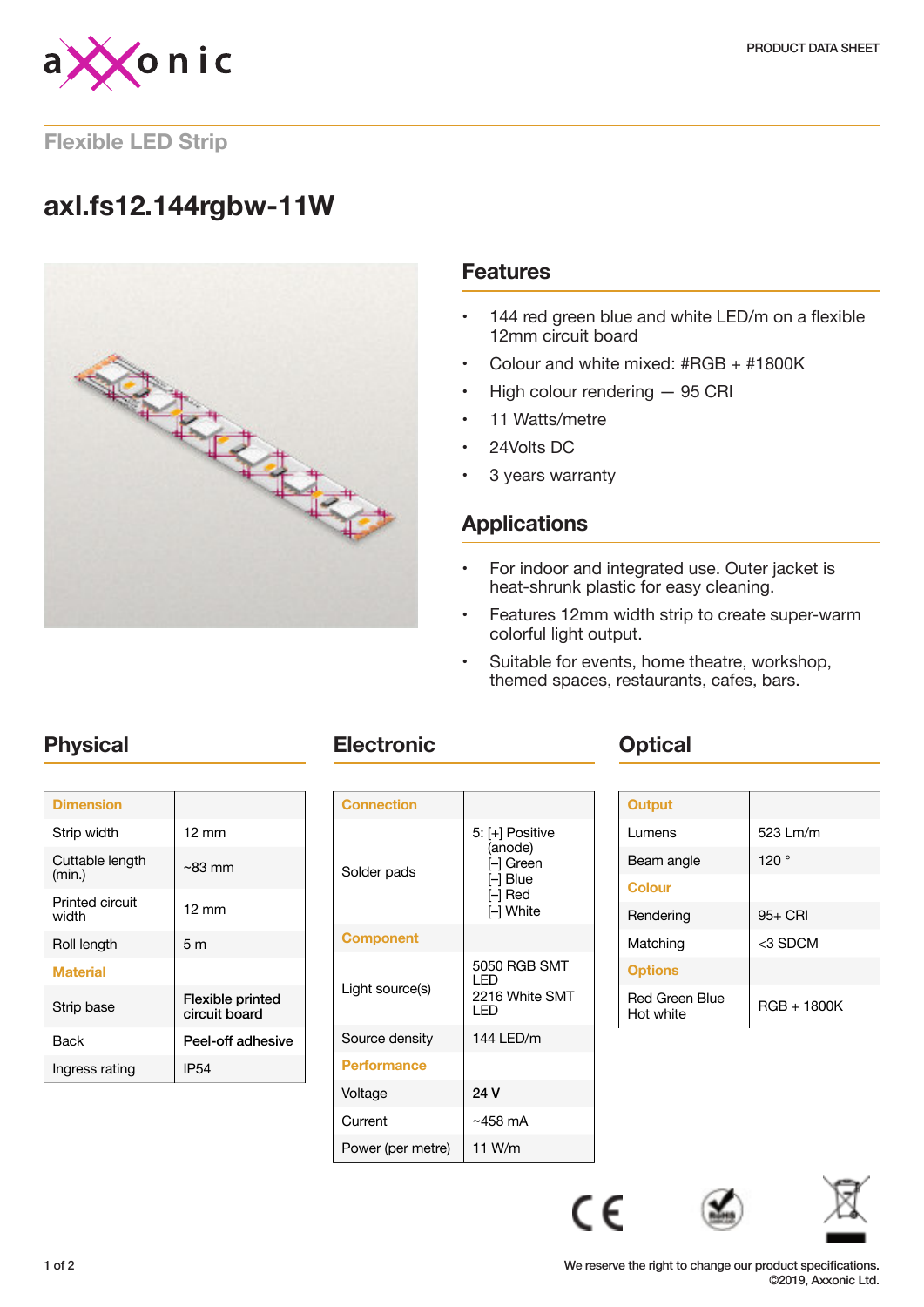# Flexible LED Strip

## axl.fs12.144rgbw-11W

## Features

- 144 red green blue and white LED/m on a flexible 12mm circuit board
- Colour and white mixed: #RGB + #1800K
- High colour rendering — 95 CRI
- 11 Watts/metre
- 24Volts DC
- 3 years warranty

## Applications

- For indoor and integrated use. Outer jacket is heat-shrunk plastic for easy cleaning.
- Features 12mm width strip to create super-warm colorful light output.
- Suitable for events, home theatre, workshop, themed spaces, restaurants, cafes, bars.

## Physical

| Dimension | |
|---|---|
| Strip width | 12 mm |
| Cuttable length (min.) | ~83 mm |
| Printed circuit width | 12 mm |
| Roll length | 5 m |
| **Material** | |
| Strip base | Flexible printed circuit board |
| Back | Peel-off adhesive |
| Ingress rating | IP54 |

## Electronic

| Connection | |
|---|---|
| Solder pads | 5: [+] Positive (anode) [–] Green [–] Blue [–] Red [–] White |
| **Component** | |
| Light source(s) | 5050 RGB SMT LED 2216 White SMT LED |
| Source density | 144 LED/m |
| **Performance** | |
| Voltage | 24 V |
| Current | ~458 mA |
| Power (per metre) | 11 W/m |

## Optical

| Output | |
|---|---|
| Lumens | 523 Lm/m |
| Beam angle | 120 ° |
| **Colour** | |
| Rendering | 95+ CRI |
| Matching | <3 SDCM |
| **Options** | |
| Red Green Blue Hot white | RGB + 1800K |

We reserve the right to change our product specifications.
©2019, Axxonic Ltd.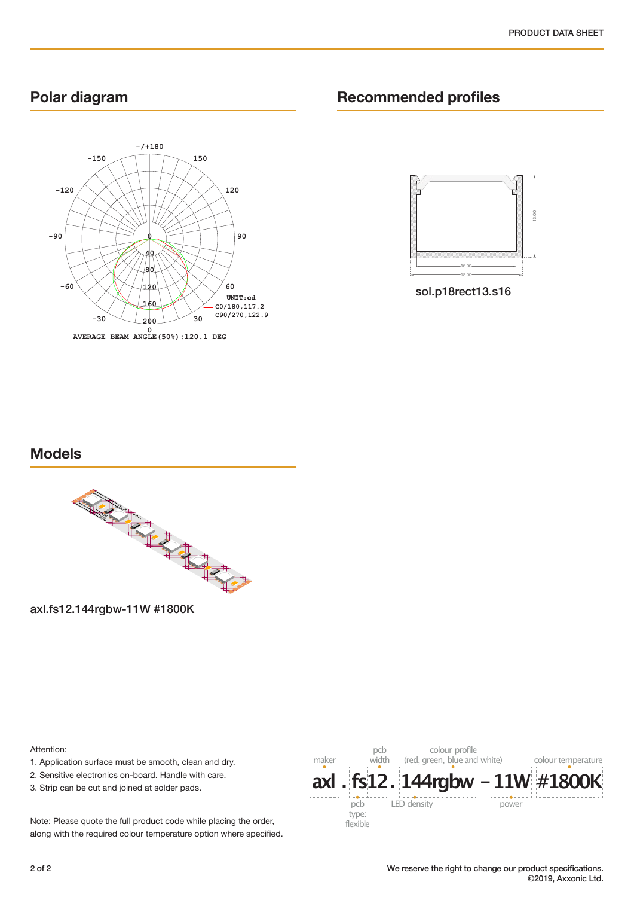## Polar diagram

-/+180
-150
150
-120
120
-90
90
-60
60
-30
30
0
0
40
80
120
160
200
UNIT:cd
C0/180,117.2
C90/270,122.9
AVERAGE BEAM ANGLE(50%):120.1 DEG

## Recommended profiles

13.00
16.00
18.00

sol.p18rect13.s16

## Models

axl.fs12.144rgbw-11W #1800K

Attention:

1. Application surface must be smooth, clean and dry.
2. Sensitive electronics on-board. Handle with care.
3. Strip can be cut and joined at solder pads.

Note: Please quote the full product code while placing the order, along with the required colour temperature option where specified.

maker
pcb width
colour profile (red, green, blue and white)
colour temperature

axl . fs12 . 144rgbw – 11W #1800K

pcb type: flexible
LED density
power